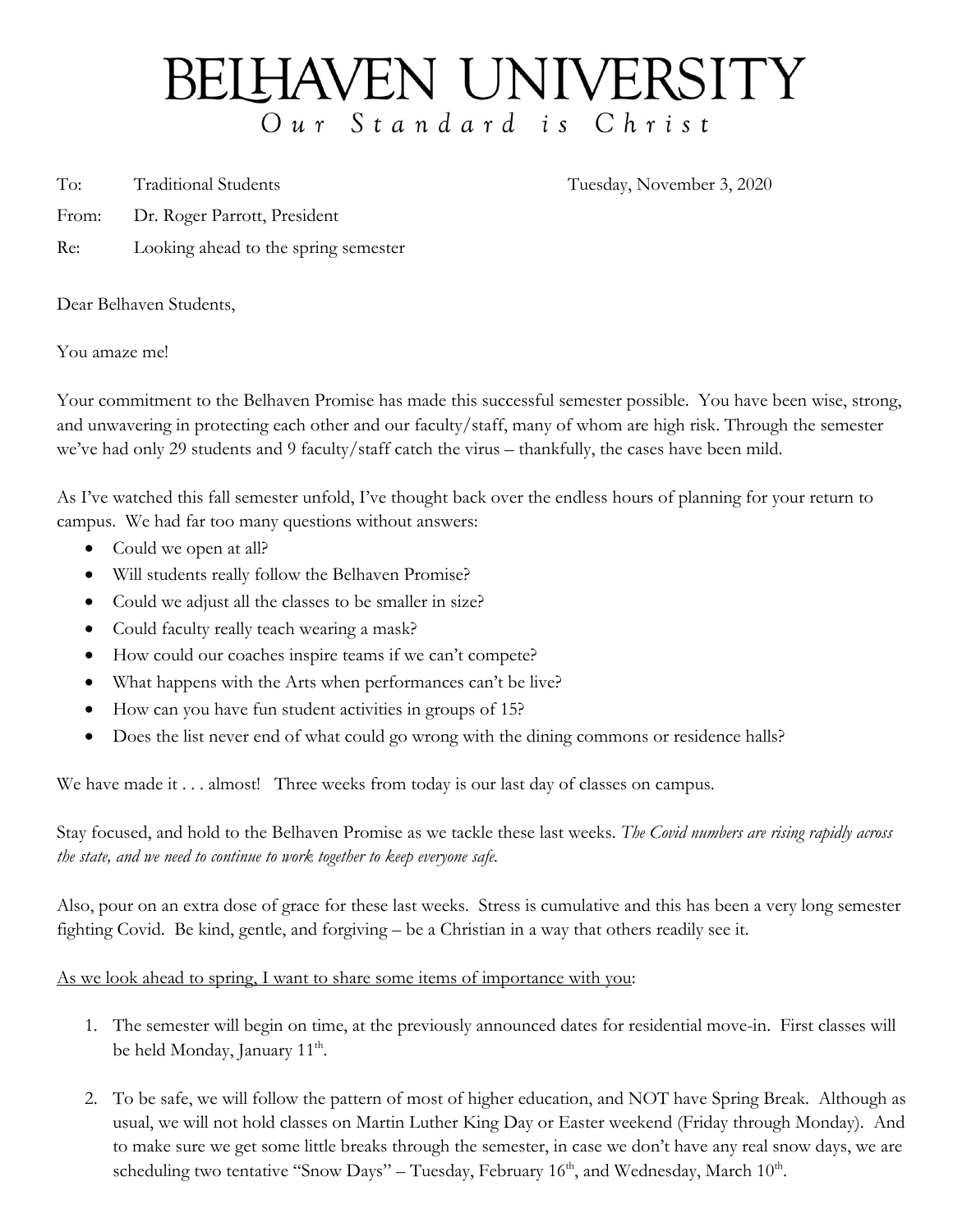# BELHAVEN UNIVERSITY

*Our Standard is Christ*

To: Traditional Students — Tuesday, November 3, 2020

From: Dr. Roger Parrott, President

Re: Looking ahead to the spring semester

Dear Belhaven Students,

You amaze me!

Your commitment to the Belhaven Promise has made this successful semester possible. You have been wise, strong, and unwavering in protecting each other and our faculty/staff, many of whom are high risk. Through the semester we've had only 29 students and 9 faculty/staff catch the virus – thankfully, the cases have been mild.

As I've watched this fall semester unfold, I've thought back over the endless hours of planning for your return to campus. We had far too many questions without answers:

- Could we open at all?
- Will students really follow the Belhaven Promise?
- Could we adjust all the classes to be smaller in size?
- Could faculty really teach wearing a mask?
- How could our coaches inspire teams if we can't compete?
- What happens with the Arts when performances can't be live?
- How can you have fun student activities in groups of 15?
- Does the list never end of what could go wrong with the dining commons or residence halls?

We have made it . . . almost! Three weeks from today is our last day of classes on campus.

Stay focused, and hold to the Belhaven Promise as we tackle these last weeks. *The Covid numbers are rising rapidly across the state, and we need to continue to work together to keep everyone safe.*

Also, pour on an extra dose of grace for these last weeks. Stress is cumulative and this has been a very long semester fighting Covid. Be kind, gentle, and forgiving – be a Christian in a way that others readily see it.

<u>As we look ahead to spring, I want to share some items of importance with you</u>:

1. The semester will begin on time, at the previously announced dates for residential move-in. First classes will be held Monday, January 11th.

2. To be safe, we will follow the pattern of most of higher education, and NOT have Spring Break. Although as usual, we will not hold classes on Martin Luther King Day or Easter weekend (Friday through Monday). And to make sure we get some little breaks through the semester, in case we don't have any real snow days, we are scheduling two tentative "Snow Days" – Tuesday, February 16th, and Wednesday, March 10th.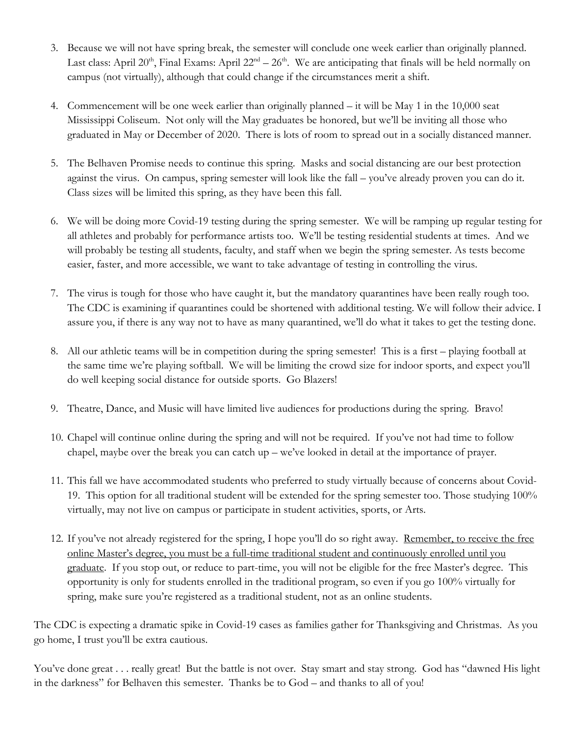3. Because we will not have spring break, the semester will conclude one week earlier than originally planned. Last class: April 20th, Final Exams: April 22nd – 26th. We are anticipating that finals will be held normally on campus (not virtually), although that could change if the circumstances merit a shift.

4. Commencement will be one week earlier than originally planned – it will be May 1 in the 10,000 seat Mississippi Coliseum. Not only will the May graduates be honored, but we'll be inviting all those who graduated in May or December of 2020. There is lots of room to spread out in a socially distanced manner.

5. The Belhaven Promise needs to continue this spring. Masks and social distancing are our best protection against the virus. On campus, spring semester will look like the fall – you've already proven you can do it. Class sizes will be limited this spring, as they have been this fall.

6. We will be doing more Covid-19 testing during the spring semester. We will be ramping up regular testing for all athletes and probably for performance artists too. We'll be testing residential students at times. And we will probably be testing all students, faculty, and staff when we begin the spring semester. As tests become easier, faster, and more accessible, we want to take advantage of testing in controlling the virus.

7. The virus is tough for those who have caught it, but the mandatory quarantines have been really rough too. The CDC is examining if quarantines could be shortened with additional testing. We will follow their advice. I assure you, if there is any way not to have as many quarantined, we'll do what it takes to get the testing done.

8. All our athletic teams will be in competition during the spring semester! This is a first – playing football at the same time we're playing softball. We will be limiting the crowd size for indoor sports, and expect you'll do well keeping social distance for outside sports. Go Blazers!

9. Theatre, Dance, and Music will have limited live audiences for productions during the spring. Bravo!

10. Chapel will continue online during the spring and will not be required. If you've not had time to follow chapel, maybe over the break you can catch up – we've looked in detail at the importance of prayer.

11. This fall we have accommodated students who preferred to study virtually because of concerns about Covid-19. This option for all traditional student will be extended for the spring semester too. Those studying 100% virtually, may not live on campus or participate in student activities, sports, or Arts.

12. If you've not already registered for the spring, I hope you'll do so right away. <u>Remember, to receive the free online Master's degree, you must be a full-time traditional student and continuously enrolled until you graduate</u>. If you stop out, or reduce to part-time, you will not be eligible for the free Master's degree. This opportunity is only for students enrolled in the traditional program, so even if you go 100% virtually for spring, make sure you're registered as a traditional student, not as an online students.

The CDC is expecting a dramatic spike in Covid-19 cases as families gather for Thanksgiving and Christmas. As you go home, I trust you'll be extra cautious.

You've done great . . . really great! But the battle is not over. Stay smart and stay strong. God has "dawned His light in the darkness" for Belhaven this semester. Thanks be to God – and thanks to all of you!